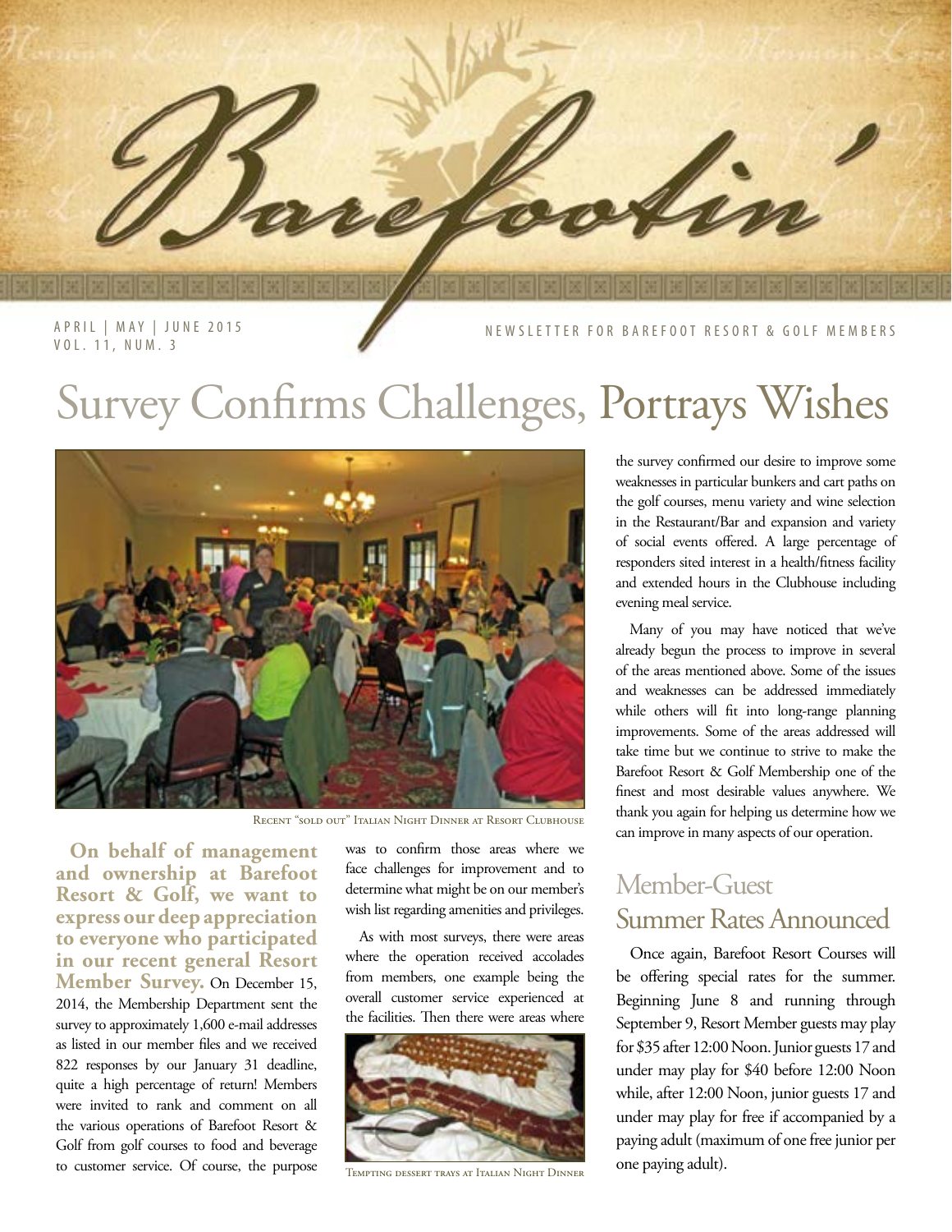# Barefootin'

APRIL | MAY | JUNE 2015
VOL. 11, NUM. 3

NEWSLETTER FOR BAREFOOT RESORT & GOLF MEMBERS

# Survey Confirms Challenges, Portrays Wishes

Recent "sold out" Italian Night Dinner at Resort Clubhouse

**On behalf of management and ownership at Barefoot Resort & Golf, we want to express our deep appreciation to everyone who participated in our recent general Resort Member Survey.** On December 15, 2014, the Membership Department sent the survey to approximately 1,600 e-mail addresses as listed in our member files and we received 822 responses by our January 31 deadline, quite a high percentage of return! Members were invited to rank and comment on all the various operations of Barefoot Resort & Golf from golf courses to food and beverage to customer service. Of course, the purpose was to confirm those areas where we face challenges for improvement and to determine what might be on our member's wish list regarding amenities and privileges.

As with most surveys, there were areas where the operation received accolades from members, one example being the overall customer service experienced at the facilities. Then there were areas where the survey confirmed our desire to improve some weaknesses in particular bunkers and cart paths on the golf courses, menu variety and wine selection in the Restaurant/Bar and expansion and variety of social events offered. A large percentage of responders sited interest in a health/fitness facility and extended hours in the Clubhouse including evening meal service.

Tempting dessert trays at Italian Night Dinner

Many of you may have noticed that we've already begun the process to improve in several of the areas mentioned above. Some of the issues and weaknesses can be addressed immediately while others will fit into long-range planning improvements. Some of the areas addressed will take time but we continue to strive to make the Barefoot Resort & Golf Membership one of the finest and most desirable values anywhere. We thank you again for helping us determine how we can improve in many aspects of our operation.

## Member-Guest Summer Rates Announced

Once again, Barefoot Resort Courses will be offering special rates for the summer. Beginning June 8 and running through September 9, Resort Member guests may play for $35 after 12:00 Noon. Junior guests 17 and under may play for $40 before 12:00 Noon while, after 12:00 Noon, junior guests 17 and under may play for free if accompanied by a paying adult (maximum of one free junior per one paying adult).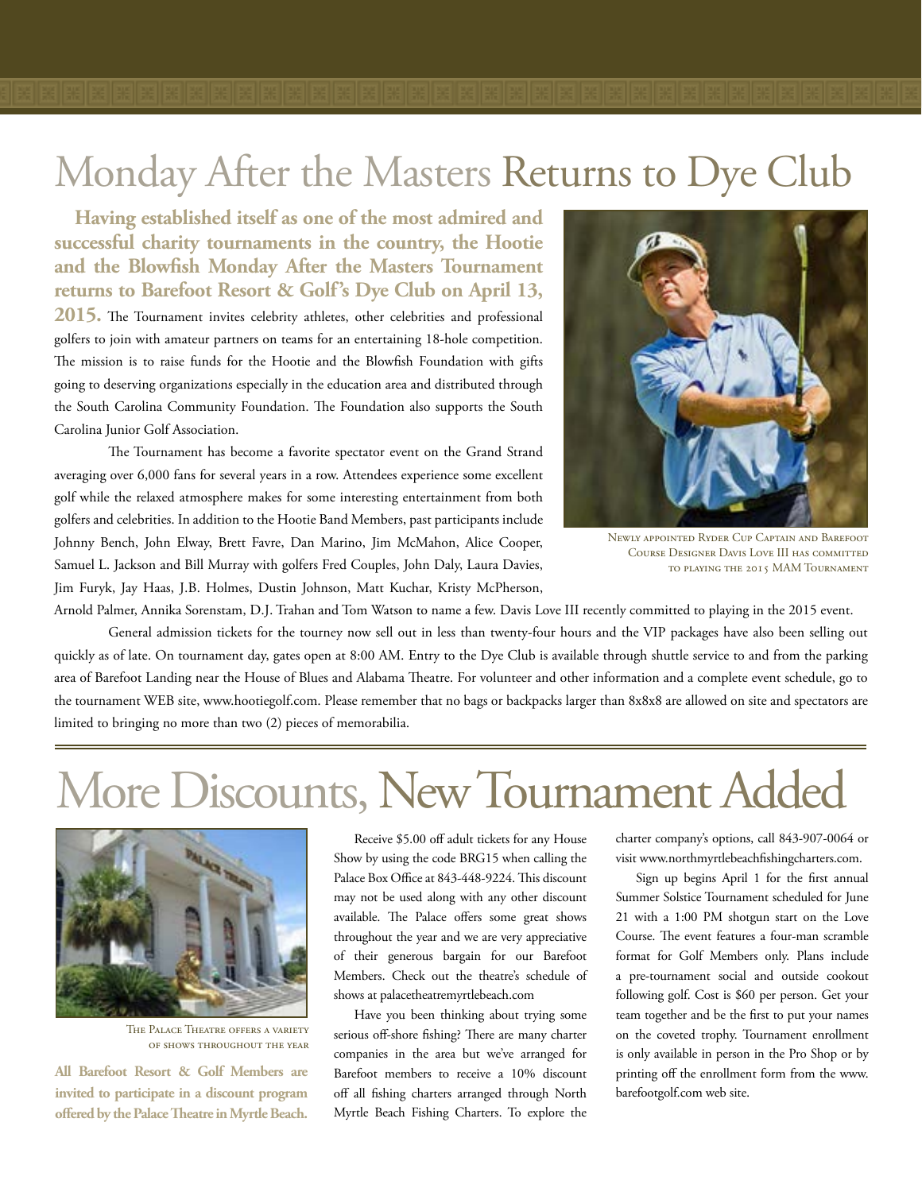# Monday After the Masters Returns to Dye Club

**Having established itself as one of the most admired and successful charity tournaments in the country, the Hootie and the Blowfish Monday After the Masters Tournament returns to Barefoot Resort & Golf's Dye Club on April 13, 2015.** The Tournament invites celebrity athletes, other celebrities and professional golfers to join with amateur partners on teams for an entertaining 18-hole competition. The mission is to raise funds for the Hootie and the Blowfish Foundation with gifts going to deserving organizations especially in the education area and distributed through the South Carolina Community Foundation. The Foundation also supports the South Carolina Junior Golf Association.

The Tournament has become a favorite spectator event on the Grand Strand averaging over 6,000 fans for several years in a row. Attendees experience some excellent golf while the relaxed atmosphere makes for some interesting entertainment from both golfers and celebrities. In addition to the Hootie Band Members, past participants include Johnny Bench, John Elway, Brett Favre, Dan Marino, Jim McMahon, Alice Cooper, Samuel L. Jackson and Bill Murray with golfers Fred Couples, John Daly, Laura Davies, Jim Furyk, Jay Haas, J.B. Holmes, Dustin Johnson, Matt Kuchar, Kristy McPherson, Arnold Palmer, Annika Sorenstam, D.J. Trahan and Tom Watson to name a few. Davis Love III recently committed to playing in the 2015 event.

Newly appointed Ryder Cup Captain and Barefoot Course Designer Davis Love III has committed to playing the 2015 MAM Tournament

General admission tickets for the tourney now sell out in less than twenty-four hours and the VIP packages have also been selling out quickly as of late. On tournament day, gates open at 8:00 AM. Entry to the Dye Club is available through shuttle service to and from the parking area of Barefoot Landing near the House of Blues and Alabama Theatre. For volunteer and other information and a complete event schedule, go to the tournament WEB site, www.hootiegolf.com. Please remember that no bags or backpacks larger than 8x8x8 are allowed on site and spectators are limited to bringing no more than two (2) pieces of memorabilia.

# More Discounts, New Tournament Added

The Palace Theatre offers a variety of shows throughout the year

**All Barefoot Resort & Golf Members are invited to participate in a discount program offered by the Palace Theatre in Myrtle Beach.**

Receive $5.00 off adult tickets for any House Show by using the code BRG15 when calling the Palace Box Office at 843-448-9224. This discount may not be used along with any other discount available. The Palace offers some great shows throughout the year and we are very appreciative of their generous bargain for our Barefoot Members. Check out the theatre's schedule of shows at palacetheatremyrtlebeach.com

Have you been thinking about trying some serious off-shore fishing? There are many charter companies in the area but we've arranged for Barefoot members to receive a 10% discount off all fishing charters arranged through North Myrtle Beach Fishing Charters. To explore the charter company's options, call 843-907-0064 or visit www.northmyrtlebeachfishingcharters.com.

Sign up begins April 1 for the first annual Summer Solstice Tournament scheduled for June 21 with a 1:00 PM shotgun start on the Love Course. The event features a four-man scramble format for Golf Members only. Plans include a pre-tournament social and outside cookout following golf. Cost is $60 per person. Get your team together and be the first to put your names on the coveted trophy. Tournament enrollment is only available in person in the Pro Shop or by printing off the enrollment form from the www.barefootgolf.com web site.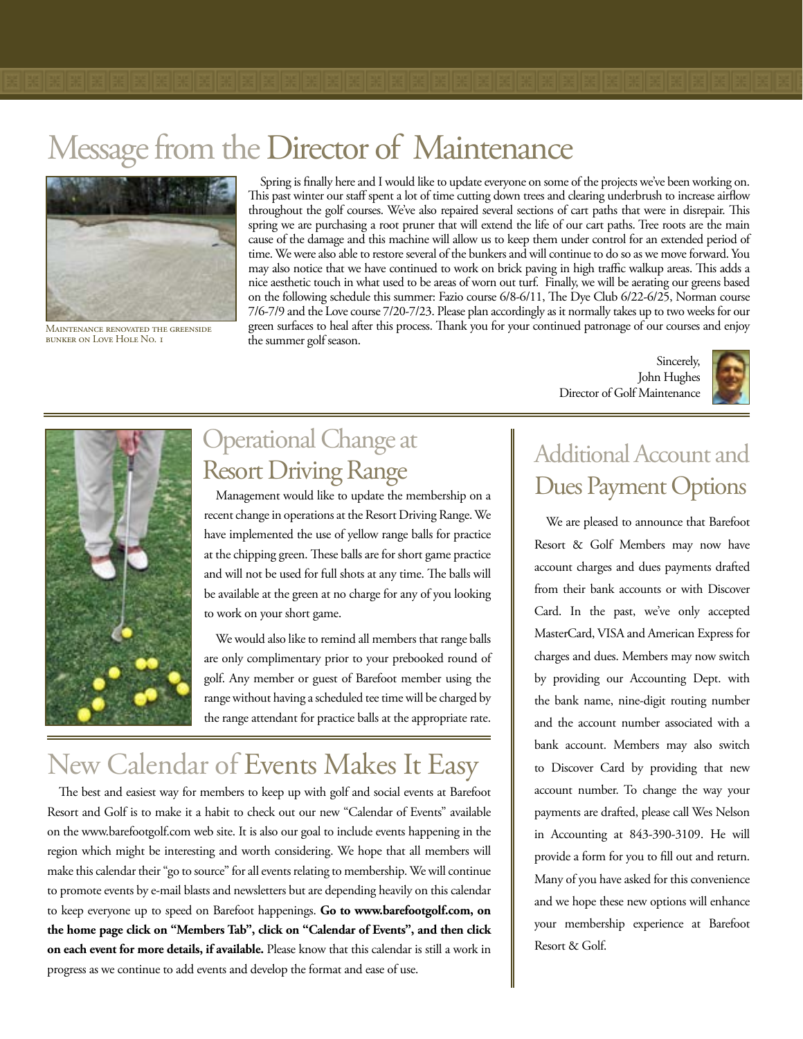# Message from the Director of Maintenance

Maintenance renovated the greenside bunker on Love Hole No. 1

Spring is finally here and I would like to update everyone on some of the projects we've been working on. This past winter our staff spent a lot of time cutting down trees and clearing underbrush to increase airflow throughout the golf courses. We've also repaired several sections of cart paths that were in disrepair. This spring we are purchasing a root pruner that will extend the life of our cart paths. Tree roots are the main cause of the damage and this machine will allow us to keep them under control for an extended period of time. We were also able to restore several of the bunkers and will continue to do so as we move forward. You may also notice that we have continued to work on brick paving in high traffic walkup areas. This adds a nice aesthetic touch in what used to be areas of worn out turf. Finally, we will be aerating our greens based on the following schedule this summer: Fazio course 6/8-6/11, The Dye Club 6/22-6/25, Norman course 7/6-7/9 and the Love course 7/20-7/23. Please plan accordingly as it normally takes up to two weeks for our green surfaces to heal after this process. Thank you for your continued patronage of our courses and enjoy the summer golf season.

Sincerely,
John Hughes
Director of Golf Maintenance

## Operational Change at Resort Driving Range

Management would like to update the membership on a recent change in operations at the Resort Driving Range. We have implemented the use of yellow range balls for practice at the chipping green. These balls are for short game practice and will not be used for full shots at any time. The balls will be available at the green at no charge for any of you looking to work on your short game.

We would also like to remind all members that range balls are only complimentary prior to your prebooked round of golf. Any member or guest of Barefoot member using the range without having a scheduled tee time will be charged by the range attendant for practice balls at the appropriate rate.

## New Calendar of Events Makes It Easy

The best and easiest way for members to keep up with golf and social events at Barefoot Resort and Golf is to make it a habit to check out our new "Calendar of Events" available on the www.barefootgolf.com web site. It is also our goal to include events happening in the region which might be interesting and worth considering. We hope that all members will make this calendar their "go to source" for all events relating to membership. We will continue to promote events by e-mail blasts and newsletters but are depending heavily on this calendar to keep everyone up to speed on Barefoot happenings. **Go to www.barefootgolf.com, on the home page click on "Members Tab", click on "Calendar of Events", and then click on each event for more details, if available.** Please know that this calendar is still a work in progress as we continue to add events and develop the format and ease of use.

## Additional Account and Dues Payment Options

We are pleased to announce that Barefoot Resort & Golf Members may now have account charges and dues payments drafted from their bank accounts or with Discover Card. In the past, we've only accepted MasterCard, VISA and American Express for charges and dues. Members may now switch by providing our Accounting Dept. with the bank name, nine-digit routing number and the account number associated with a bank account. Members may also switch to Discover Card by providing that new account number. To change the way your payments are drafted, please call Wes Nelson in Accounting at 843-390-3109. He will provide a form for you to fill out and return. Many of you have asked for this convenience and we hope these new options will enhance your membership experience at Barefoot Resort & Golf.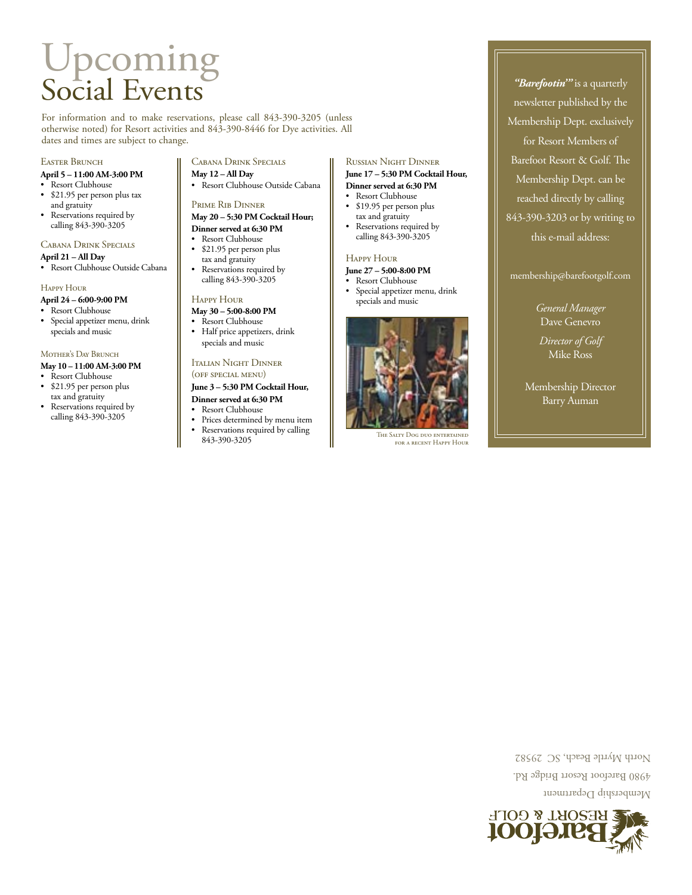# Upcoming Social Events

For information and to make reservations, please call 843-390-3205 (unless otherwise noted) for Resort activities and 843-390-8446 for Dye activities. All dates and times are subject to change.

### Easter Brunch

**April 5 – 11:00 AM-3:00 PM**

- Resort Clubhouse
- $21.95 per person plus tax and gratuity
- Reservations required by calling 843-390-3205

### Cabana Drink Specials

**April 21 – All Day**

- Resort Clubhouse Outside Cabana

### Happy Hour

**April 24 – 6:00-9:00 PM**

- Resort Clubhouse
- Special appetizer menu, drink specials and music

### Mother's Day Brunch

**May 10 – 11:00 AM-3:00 PM**

- Resort Clubhouse
- $21.95 per person plus tax and gratuity
- Reservations required by calling 843-390-3205

### Cabana Drink Specials

**May 12 – All Day**

- Resort Clubhouse Outside Cabana

### Prime Rib Dinner

**May 20 – 5:30 PM Cocktail Hour; Dinner served at 6:30 PM**

- Resort Clubhouse
- $21.95 per person plus tax and gratuity
- Reservations required by calling 843-390-3205

### Happy Hour

**May 30 – 5:00-8:00 PM**

- Resort Clubhouse
- Half price appetizers, drink specials and music

### Italian Night Dinner (off special menu)

**June 3 – 5:30 PM Cocktail Hour, Dinner served at 6:30 PM**

- Resort Clubhouse
- Prices determined by menu item
- Reservations required by calling 843-390-3205

### Russian Night Dinner

**June 17 – 5:30 PM Cocktail Hour, Dinner served at 6:30 PM**

- Resort Clubhouse
- $19.95 per person plus tax and gratuity
- Reservations required by calling 843-390-3205

### Happy Hour

**June 27 – 5:00-8:00 PM**

- Resort Clubhouse
- Special appetizer menu, drink specials and music

The Salty Dog duo entertained for a recent Happy Hour

***"Barefootin'"*** is a quarterly newsletter published by the Membership Dept. exclusively for Resort Members of Barefoot Resort & Golf. The Membership Dept. can be reached directly by calling 843-390-3203 or by writing to this e-mail address:

membership@barefootgolf.com

*General Manager*
Dave Genevro

*Director of Golf*
Mike Ross

Membership Director
Barry Auman

Barefoot Resort & Golf

Membership Department
4980 Barefoot Resort Bridge Rd.
North Myrtle Beach, SC 29582